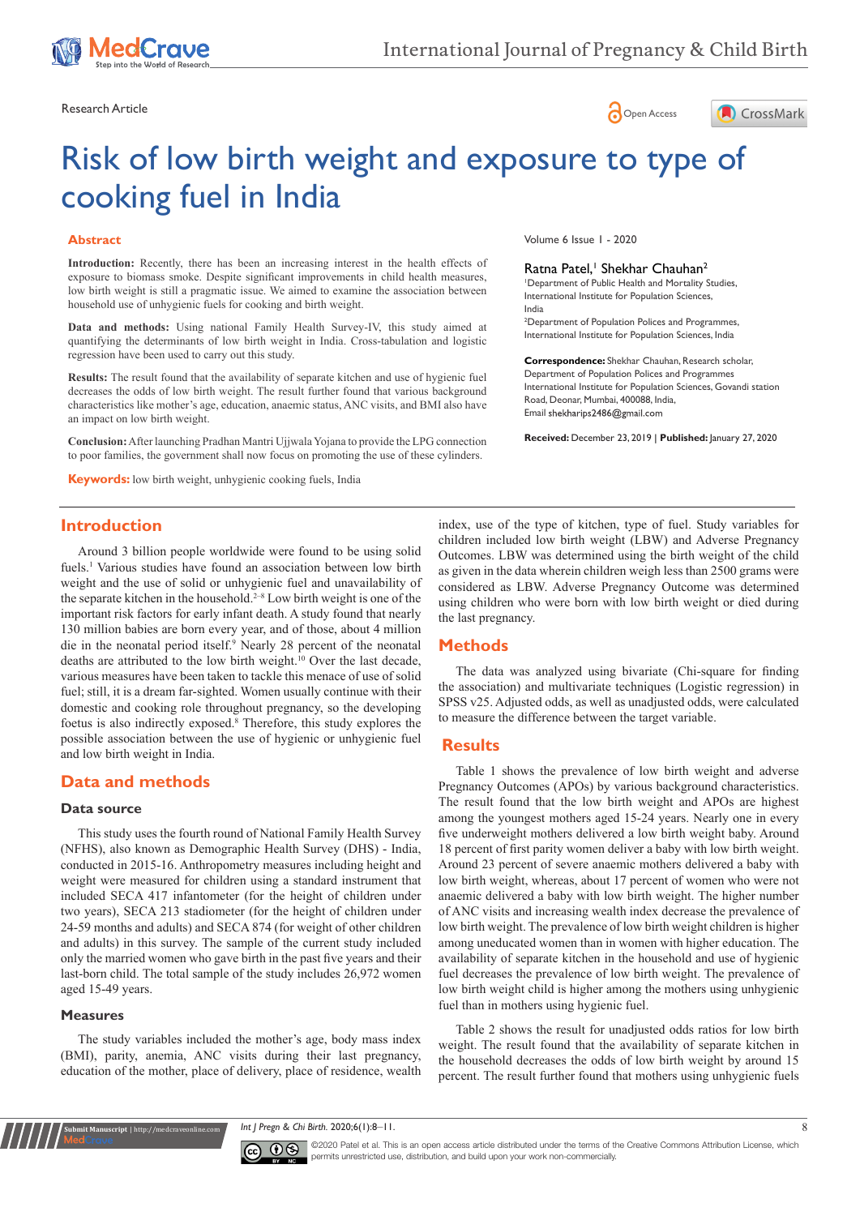Research Article

Open Access

# Risk of low birth weight and exposure to type of cooking fuel in India

Volume 6 Issue 1 - 2020

Ratna Patel,[1] Shekhar Chauhan[2]

[1]Department of Public Health and Mortality Studies, International Institute for Population Sciences, India

[2]Department of Population Polices and Programmes, International Institute for Population Sciences, India

**Correspondence:** Shekhar Chauhan, Research scholar, Department of Population Polices and Programmes International Institute for Population Sciences, Govandi station Road, Deonar, Mumbai, 400088, India, Email shekharips2486@gmail.com

**Received:** December 23, 2019 | **Published:** January 27, 2020

## Abstract

**Introduction:** Recently, there has been an increasing interest in the health effects of exposure to biomass smoke. Despite significant improvements in child health measures, low birth weight is still a pragmatic issue. We aimed to examine the association between household use of unhygienic fuels for cooking and birth weight.

**Data and methods:** Using national Family Health Survey-IV, this study aimed at quantifying the determinants of low birth weight in India. Cross-tabulation and logistic regression have been used to carry out this study.

**Results:** The result found that the availability of separate kitchen and use of hygienic fuel decreases the odds of low birth weight. The result further found that various background characteristics like mother's age, education, anaemic status, ANC visits, and BMI also have an impact on low birth weight.

**Conclusion:** After launching Pradhan Mantri Ujjwala Yojana to provide the LPG connection to poor families, the government shall now focus on promoting the use of these cylinders.

**Keywords:** low birth weight, unhygienic cooking fuels, India

## Introduction

Around 3 billion people worldwide were found to be using solid fuels.[1] Various studies have found an association between low birth weight and the use of solid or unhygienic fuel and unavailability of the separate kitchen in the household.[2–8] Low birth weight is one of the important risk factors for early infant death. A study found that nearly 130 million babies are born every year, and of those, about 4 million die in the neonatal period itself.[9] Nearly 28 percent of the neonatal deaths are attributed to the low birth weight.[10] Over the last decade, various measures have been taken to tackle this menace of use of solid fuel; still, it is a dream far-sighted. Women usually continue with their domestic and cooking role throughout pregnancy, so the developing foetus is also indirectly exposed.[8] Therefore, this study explores the possible association between the use of hygienic or unhygienic fuel and low birth weight in India.

## Data and methods

### Data source

This study uses the fourth round of National Family Health Survey (NFHS), also known as Demographic Health Survey (DHS) - India, conducted in 2015-16. Anthropometry measures including height and weight were measured for children using a standard instrument that included SECA 417 infantometer (for the height of children under two years), SECA 213 stadiometer (for the height of children under 24-59 months and adults) and SECA 874 (for weight of other children and adults) in this survey. The sample of the current study included only the married women who gave birth in the past five years and their last-born child. The total sample of the study includes 26,972 women aged 15-49 years.

### Measures

The study variables included the mother's age, body mass index (BMI), parity, anemia, ANC visits during their last pregnancy, education of the mother, place of delivery, place of residence, wealth index, use of the type of kitchen, type of fuel. Study variables for children included low birth weight (LBW) and Adverse Pregnancy Outcomes. LBW was determined using the birth weight of the child as given in the data wherein children weigh less than 2500 grams were considered as LBW. Adverse Pregnancy Outcome was determined using children who were born with low birth weight or died during the last pregnancy.

## Methods

The data was analyzed using bivariate (Chi-square for finding the association) and multivariate techniques (Logistic regression) in SPSS v25. Adjusted odds, as well as unadjusted odds, were calculated to measure the difference between the target variable.

## Results

Table 1 shows the prevalence of low birth weight and adverse Pregnancy Outcomes (APOs) by various background characteristics. The result found that the low birth weight and APOs are highest among the youngest mothers aged 15-24 years. Nearly one in every five underweight mothers delivered a low birth weight baby. Around 18 percent of first parity women deliver a baby with low birth weight. Around 23 percent of severe anaemic mothers delivered a baby with low birth weight, whereas, about 17 percent of women who were not anaemic delivered a baby with low birth weight. The higher number of ANC visits and increasing wealth index decrease the prevalence of low birth weight. The prevalence of low birth weight children is higher among uneducated women than in women with higher education. The availability of separate kitchen in the household and use of hygienic fuel decreases the prevalence of low birth weight. The prevalence of low birth weight child is higher among the mothers using unhygienic fuel than in mothers using hygienic fuel.

Table 2 shows the result for unadjusted odds ratios for low birth weight. The result found that the availability of separate kitchen in the household decreases the odds of low birth weight by around 15 percent. The result further found that mothers using unhygienic fuels

©2020 Patel et al. This is an open access article distributed under the terms of the Creative Commons Attribution License, which permits unrestricted use, distribution, and build upon your work non-commercially.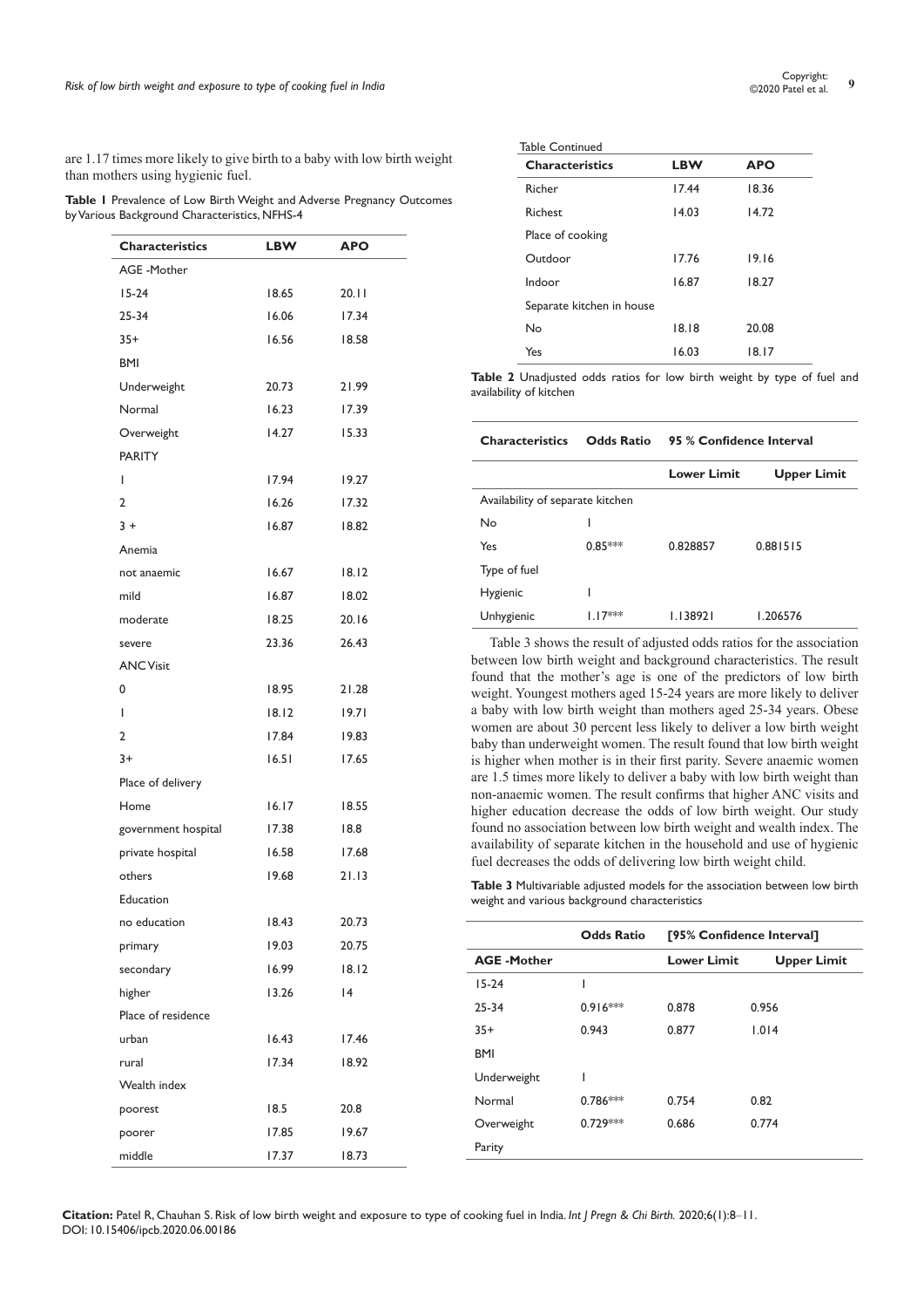are 1.17 times more likely to give birth to a baby with low birth weight than mothers using hygienic fuel.

**Table 1** Prevalence of Low Birth Weight and Adverse Pregnancy Outcomes by Various Background Characteristics, NFHS-4

| Characteristics | LBW | APO |
|---|---|---|
| AGE -Mother | | |
| 15-24 | 18.65 | 20.11 |
| 25-34 | 16.06 | 17.34 |
| 35+ | 16.56 | 18.58 |
| BMI | | |
| Underweight | 20.73 | 21.99 |
| Normal | 16.23 | 17.39 |
| Overweight | 14.27 | 15.33 |
| PARITY | | |
| 1 | 17.94 | 19.27 |
| 2 | 16.26 | 17.32 |
| 3 + | 16.87 | 18.82 |
| Anemia | | |
| not anaemic | 16.67 | 18.12 |
| mild | 16.87 | 18.02 |
| moderate | 18.25 | 20.16 |
| severe | 23.36 | 26.43 |
| ANC Visit | | |
| 0 | 18.95 | 21.28 |
| 1 | 18.12 | 19.71 |
| 2 | 17.84 | 19.83 |
| 3+ | 16.51 | 17.65 |
| Place of delivery | | |
| Home | 16.17 | 18.55 |
| government hospital | 17.38 | 18.8 |
| private hospital | 16.58 | 17.68 |
| others | 19.68 | 21.13 |
| Education | | |
| no education | 18.43 | 20.73 |
| primary | 19.03 | 20.75 |
| secondary | 16.99 | 18.12 |
| higher | 13.26 | 14 |
| Place of residence | | |
| urban | 16.43 | 17.46 |
| rural | 17.34 | 18.92 |
| Wealth index | | |
| poorest | 18.5 | 20.8 |
| poorer | 17.85 | 19.67 |
| middle | 17.37 | 18.73 |
| Richer | 17.44 | 18.36 |
| Richest | 14.03 | 14.72 |
| Place of cooking | | |
| Outdoor | 17.76 | 19.16 |
| Indoor | 16.87 | 18.27 |
| Separate kitchen in house | | |
| No | 18.18 | 20.08 |
| Yes | 16.03 | 18.17 |

**Table 2** Unadjusted odds ratios for low birth weight by type of fuel and availability of kitchen

| Characteristics | Odds Ratio | 95 % Confidence Interval | |
|---|---|---|---|
| | | Lower Limit | Upper Limit |
| Availability of separate kitchen | | | |
| No | 1 | | |
| Yes | 0.85*** | 0.828857 | 0.881515 |
| Type of fuel | | | |
| Hygienic | 1 | | |
| Unhygienic | 1.17*** | 1.138921 | 1.206576 |

Table 3 shows the result of adjusted odds ratios for the association between low birth weight and background characteristics. The result found that the mother's age is one of the predictors of low birth weight. Youngest mothers aged 15-24 years are more likely to deliver a baby with low birth weight than mothers aged 25-34 years. Obese women are about 30 percent less likely to deliver a low birth weight baby than underweight women. The result found that low birth weight is higher when mother is in their first parity. Severe anaemic women are 1.5 times more likely to deliver a baby with low birth weight than non-anaemic women. The result confirms that higher ANC visits and higher education decrease the odds of low birth weight. Our study found no association between low birth weight and wealth index. The availability of separate kitchen in the household and use of hygienic fuel decreases the odds of delivering low birth weight child.

**Table 3** Multivariable adjusted models for the association between low birth weight and various background characteristics

| | Odds Ratio | [95% Confidence Interval] | |
|---|---|---|---|
| **AGE -Mother** | | Lower Limit | Upper Limit |
| 15-24 | 1 | | |
| 25-34 | 0.916*** | 0.878 | 0.956 |
| 35+ | 0.943 | 0.877 | 1.014 |
| BMI | | | |
| Underweight | 1 | | |
| Normal | 0.786*** | 0.754 | 0.82 |
| Overweight | 0.729*** | 0.686 | 0.774 |
| Parity | | | |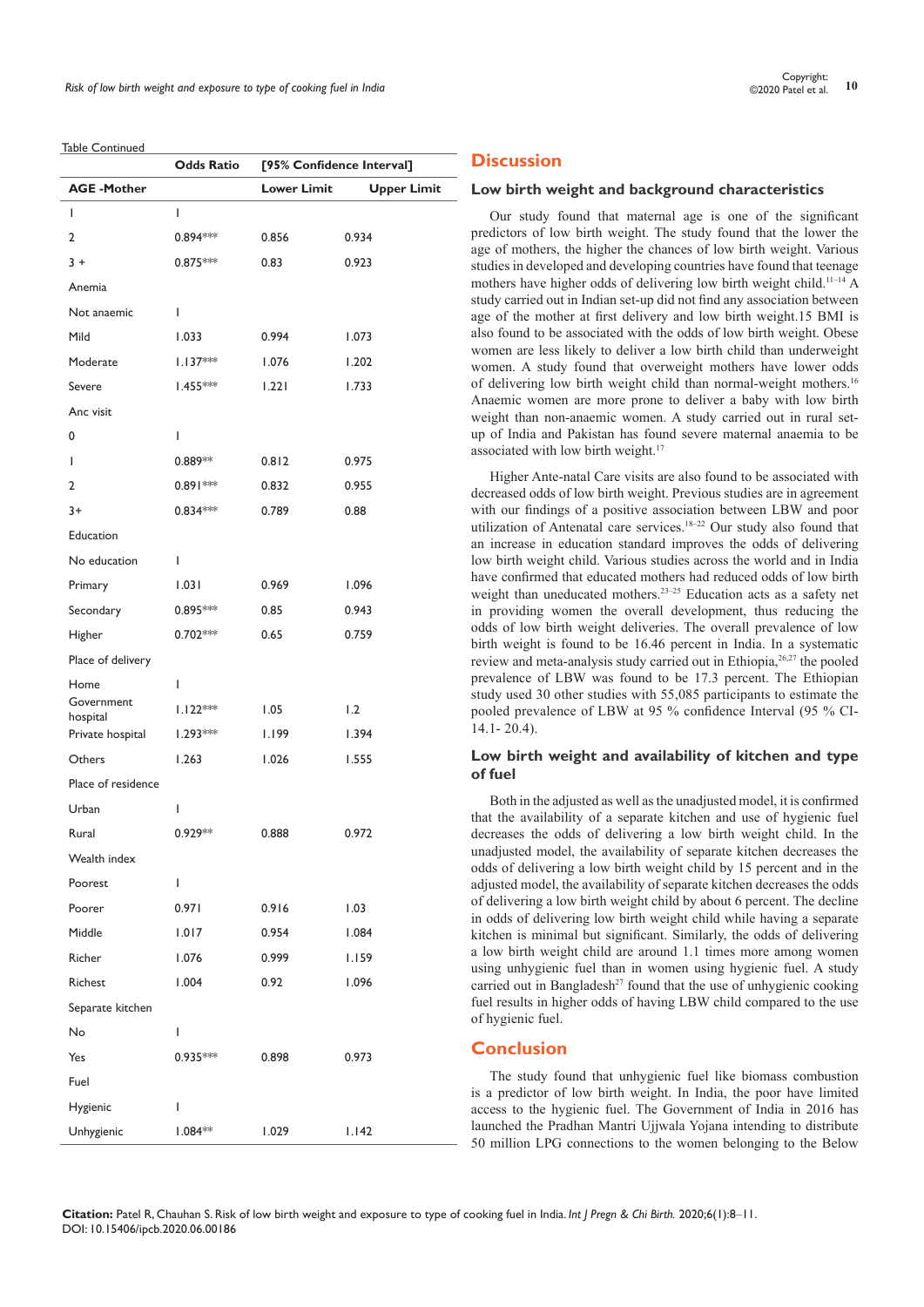Table Continued

| | Odds Ratio | [95% Confidence Interval] | |
|---|---|---|---|
| **AGE -Mother** | | **Lower Limit** | **Upper Limit** |
| 1 | 1 | | |
| 2 | 0.894*** | 0.856 | 0.934 |
| 3 + | 0.875*** | 0.83 | 0.923 |
| Anemia | | | |
| Not anaemic | 1 | | |
| Mild | 1.033 | 0.994 | 1.073 |
| Moderate | 1.137*** | 1.076 | 1.202 |
| Severe | 1.455*** | 1.221 | 1.733 |
| Anc visit | | | |
| 0 | 1 | | |
| 1 | 0.889** | 0.812 | 0.975 |
| 2 | 0.891*** | 0.832 | 0.955 |
| 3+ | 0.834*** | 0.789 | 0.88 |
| Education | | | |
| No education | 1 | | |
| Primary | 1.031 | 0.969 | 1.096 |
| Secondary | 0.895*** | 0.85 | 0.943 |
| Higher | 0.702*** | 0.65 | 0.759 |
| Place of delivery | | | |
| Home | 1 | | |
| Government hospital | 1.122*** | 1.05 | 1.2 |
| Private hospital | 1.293*** | 1.199 | 1.394 |
| Others | 1.263 | 1.026 | 1.555 |
| Place of residence | | | |
| Urban | 1 | | |
| Rural | 0.929** | 0.888 | 0.972 |
| Wealth index | | | |
| Poorest | 1 | | |
| Poorer | 0.971 | 0.916 | 1.03 |
| Middle | 1.017 | 0.954 | 1.084 |
| Richer | 1.076 | 0.999 | 1.159 |
| Richest | 1.004 | 0.92 | 1.096 |
| Separate kitchen | | | |
| No | 1 | | |
| Yes | 0.935*** | 0.898 | 0.973 |
| Fuel | | | |
| Hygienic | 1 | | |
| Unhygienic | 1.084** | 1.029 | 1.142 |

## Discussion

### Low birth weight and background characteristics

Our study found that maternal age is one of the significant predictors of low birth weight. The study found that the lower the age of mothers, the higher the chances of low birth weight. Various studies in developed and developing countries have found that teenage mothers have higher odds of delivering low birth weight child.[11–14] A study carried out in Indian set-up did not find any association between age of the mother at first delivery and low birth weight.15 BMI is also found to be associated with the odds of low birth weight. Obese women are less likely to deliver a low birth child than underweight women. A study found that overweight mothers have lower odds of delivering low birth weight child than normal-weight mothers.[16] Anaemic women are more prone to deliver a baby with low birth weight than non-anaemic women. A study carried out in rural set-up of India and Pakistan has found severe maternal anaemia to be associated with low birth weight.[17]

Higher Ante-natal Care visits are also found to be associated with decreased odds of low birth weight. Previous studies are in agreement with our findings of a positive association between LBW and poor utilization of Antenatal care services.[18–22] Our study also found that an increase in education standard improves the odds of delivering low birth weight child. Various studies across the world and in India have confirmed that educated mothers had reduced odds of low birth weight than uneducated mothers.[23–25] Education acts as a safety net in providing women the overall development, thus reducing the odds of low birth weight deliveries. The overall prevalence of low birth weight is found to be 16.46 percent in India. In a systematic review and meta-analysis study carried out in Ethiopia,[26,27] the pooled prevalence of LBW was found to be 17.3 percent. The Ethiopian study used 30 other studies with 55,085 participants to estimate the pooled prevalence of LBW at 95 % confidence Interval (95 % CI- 14.1- 20.4).

### Low birth weight and availability of kitchen and type of fuel

Both in the adjusted as well as the unadjusted model, it is confirmed that the availability of a separate kitchen and use of hygienic fuel decreases the odds of delivering a low birth weight child. In the unadjusted model, the availability of separate kitchen decreases the odds of delivering a low birth weight child by 15 percent and in the adjusted model, the availability of separate kitchen decreases the odds of delivering a low birth weight child by about 6 percent. The decline in odds of delivering low birth weight child while having a separate kitchen is minimal but significant. Similarly, the odds of delivering a low birth weight child are around 1.1 times more among women using unhygienic fuel than in women using hygienic fuel. A study carried out in Bangladesh[27] found that the use of unhygienic cooking fuel results in higher odds of having LBW child compared to the use of hygienic fuel.

## Conclusion

The study found that unhygienic fuel like biomass combustion is a predictor of low birth weight. In India, the poor have limited access to the hygienic fuel. The Government of India in 2016 has launched the Pradhan Mantri Ujjwala Yojana intending to distribute 50 million LPG connections to the women belonging to the Below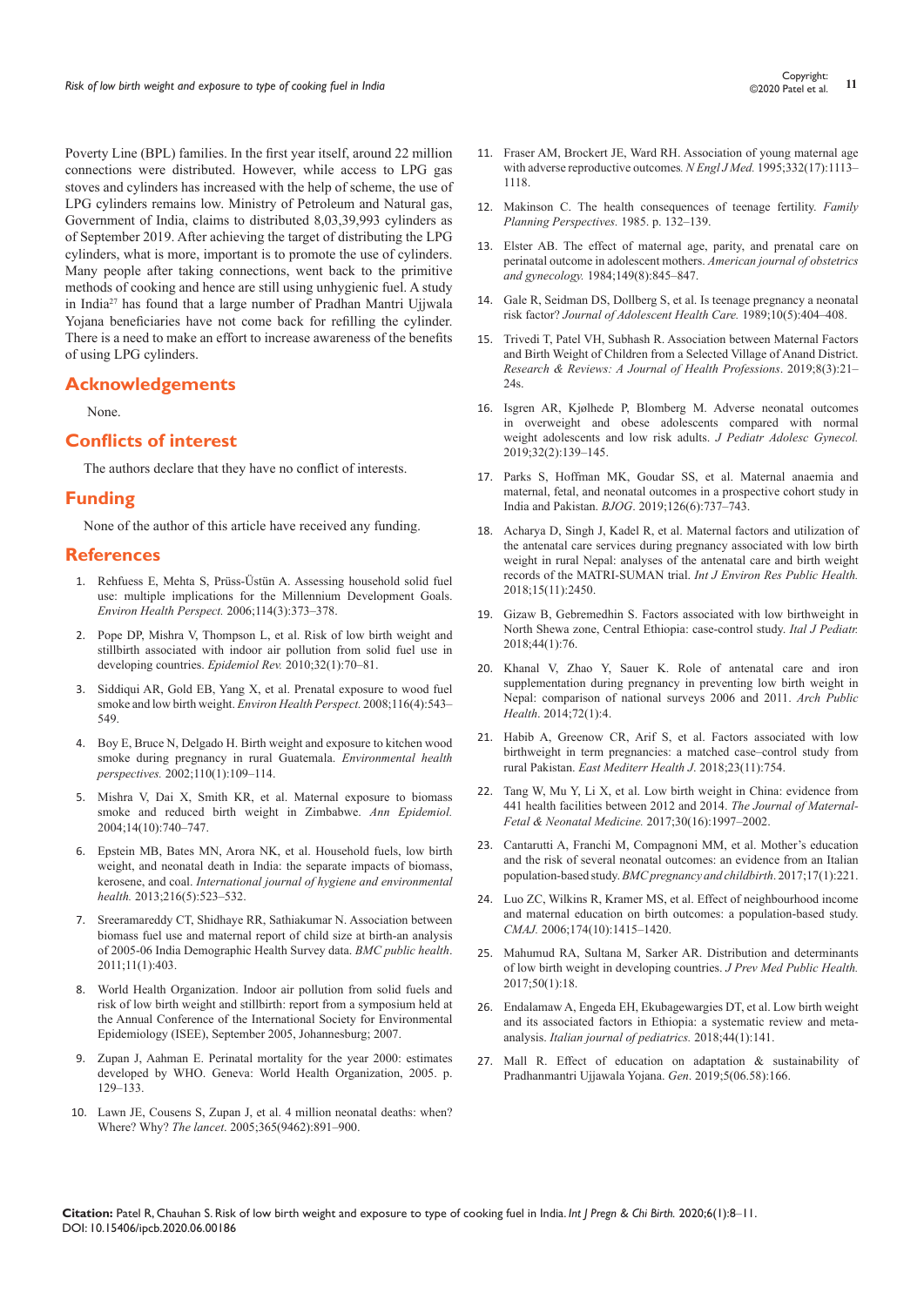Poverty Line (BPL) families. In the first year itself, around 22 million connections were distributed. However, while access to LPG gas stoves and cylinders has increased with the help of scheme, the use of LPG cylinders remains low. Ministry of Petroleum and Natural gas, Government of India, claims to distributed 8,03,39,993 cylinders as of September 2019. After achieving the target of distributing the LPG cylinders, what is more, important is to promote the use of cylinders. Many people after taking connections, went back to the primitive methods of cooking and hence are still using unhygienic fuel. A study in India[27] has found that a large number of Pradhan Mantri Ujjwala Yojana beneficiaries have not come back for refilling the cylinder. There is a need to make an effort to increase awareness of the benefits of using LPG cylinders.

## Acknowledgements

None.

## Conflicts of interest

The authors declare that they have no conflict of interests.

## Funding

None of the author of this article have received any funding.

## References

1. Rehfuess E, Mehta S, Prüss-Üstün A. Assessing household solid fuel use: multiple implications for the Millennium Development Goals. *Environ Health Perspect.* 2006;114(3):373–378.
2. Pope DP, Mishra V, Thompson L, et al. Risk of low birth weight and stillbirth associated with indoor air pollution from solid fuel use in developing countries. *Epidemiol Rev.* 2010;32(1):70–81.
3. Siddiqui AR, Gold EB, Yang X, et al. Prenatal exposure to wood fuel smoke and low birth weight. *Environ Health Perspect.* 2008;116(4):543–549.
4. Boy E, Bruce N, Delgado H. Birth weight and exposure to kitchen wood smoke during pregnancy in rural Guatemala. *Environmental health perspectives.* 2002;110(1):109–114.
5. Mishra V, Dai X, Smith KR, et al. Maternal exposure to biomass smoke and reduced birth weight in Zimbabwe. *Ann Epidemiol.* 2004;14(10):740–747.
6. Epstein MB, Bates MN, Arora NK, et al. Household fuels, low birth weight, and neonatal death in India: the separate impacts of biomass, kerosene, and coal. *International journal of hygiene and environmental health.* 2013;216(5):523–532.
7. Sreeramareddy CT, Shidhaye RR, Sathiakumar N. Association between biomass fuel use and maternal report of child size at birth-an analysis of 2005-06 India Demographic Health Survey data. *BMC public health*. 2011;11(1):403.
8. World Health Organization. Indoor air pollution from solid fuels and risk of low birth weight and stillbirth: report from a symposium held at the Annual Conference of the International Society for Environmental Epidemiology (ISEE), September 2005, Johannesburg; 2007.
9. Zupan J, Aahman E. Perinatal mortality for the year 2000: estimates developed by WHO. Geneva: World Health Organization, 2005. p. 129–133.
10. Lawn JE, Cousens S, Zupan J, et al. 4 million neonatal deaths: when? Where? Why? *The lancet*. 2005;365(9462):891–900.
11. Fraser AM, Brockert JE, Ward RH. Association of young maternal age with adverse reproductive outcomes. *N Engl J Med.* 1995;332(17):1113–1118.
12. Makinson C. The health consequences of teenage fertility. *Family Planning Perspectives.* 1985. p. 132–139.
13. Elster AB. The effect of maternal age, parity, and prenatal care on perinatal outcome in adolescent mothers. *American journal of obstetrics and gynecology.* 1984;149(8):845–847.
14. Gale R, Seidman DS, Dollberg S, et al. Is teenage pregnancy a neonatal risk factor? *Journal of Adolescent Health Care.* 1989;10(5):404–408.
15. Trivedi T, Patel VH, Subhash R. Association between Maternal Factors and Birth Weight of Children from a Selected Village of Anand District. *Research & Reviews: A Journal of Health Professions*. 2019;8(3):21–24s.
16. Isgren AR, Kjølhede P, Blomberg M. Adverse neonatal outcomes in overweight and obese adolescents compared with normal weight adolescents and low risk adults. *J Pediatr Adolesc Gynecol.* 2019;32(2):139–145.
17. Parks S, Hoffman MK, Goudar SS, et al. Maternal anaemia and maternal, fetal, and neonatal outcomes in a prospective cohort study in India and Pakistan. *BJOG*. 2019;126(6):737–743.
18. Acharya D, Singh J, Kadel R, et al. Maternal factors and utilization of the antenatal care services during pregnancy associated with low birth weight in rural Nepal: analyses of the antenatal care and birth weight records of the MATRI-SUMAN trial. *Int J Environ Res Public Health.* 2018;15(11):2450.
19. Gizaw B, Gebremedhin S. Factors associated with low birthweight in North Shewa zone, Central Ethiopia: case-control study. *Ital J Pediatr.* 2018;44(1):76.
20. Khanal V, Zhao Y, Sauer K. Role of antenatal care and iron supplementation during pregnancy in preventing low birth weight in Nepal: comparison of national surveys 2006 and 2011. *Arch Public Health*. 2014;72(1):4.
21. Habib A, Greenow CR, Arif S, et al. Factors associated with low birthweight in term pregnancies: a matched case–control study from rural Pakistan. *East Mediterr Health J*. 2018;23(11):754.
22. Tang W, Mu Y, Li X, et al. Low birth weight in China: evidence from 441 health facilities between 2012 and 2014. *The Journal of Maternal-Fetal & Neonatal Medicine.* 2017;30(16):1997–2002.
23. Cantarutti A, Franchi M, Compagnoni MM, et al. Mother's education and the risk of several neonatal outcomes: an evidence from an Italian population-based study. *BMC pregnancy and childbirth*. 2017;17(1):221.
24. Luo ZC, Wilkins R, Kramer MS, et al. Effect of neighbourhood income and maternal education on birth outcomes: a population-based study. *CMAJ.* 2006;174(10):1415–1420.
25. Mahumud RA, Sultana M, Sarker AR. Distribution and determinants of low birth weight in developing countries. *J Prev Med Public Health.* 2017;50(1):18.
26. Endalamaw A, Engeda EH, Ekubagewargies DT, et al. Low birth weight and its associated factors in Ethiopia: a systematic review and meta-analysis. *Italian journal of pediatrics.* 2018;44(1):141.
27. Mall R. Effect of education on adaptation & sustainability of Pradhanmantri Ujjawala Yojana. *Gen*. 2019;5(06.58):166.